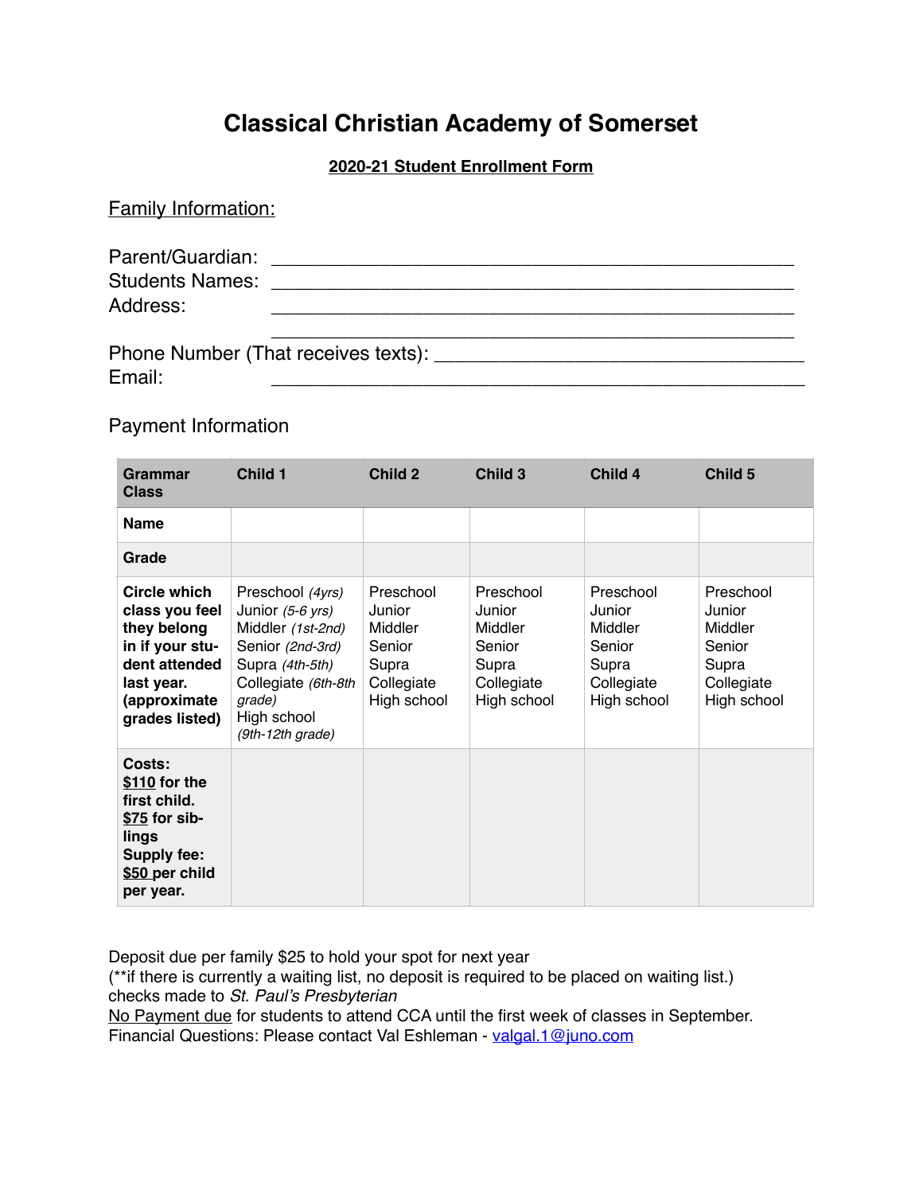# Classical Christian Academy of Somerset

**2020-21 Student Enrollment Form**

Family Information:

Parent/Guardian: ____________________________________________

Students Names: ____________________________________________

Address: ____________________________________________

____________________________________________

Phone Number (That receives texts): ______________________________

Email: ____________________________________________

Payment Information

| Grammar Class | Child 1 | Child 2 | Child 3 | Child 4 | Child 5 |
|---|---|---|---|---|---|
| **Name** | | | | | |
| **Grade** | | | | | |
| **Circle which class you feel they belong in if your student attended last year. (approximate grades listed)** | Preschool *(4yrs)*<br>Junior *(5-6 yrs)*<br>Middler *(1st-2nd)*<br>Senior *(2nd-3rd)*<br>Supra *(4th-5th)*<br>Collegiate *(6th-8th grade)*<br>High school *(9th-12th grade)* | Preschool<br>Junior<br>Middler<br>Senior<br>Supra<br>Collegiate<br>High school | Preschool<br>Junior<br>Middler<br>Senior<br>Supra<br>Collegiate<br>High school | Preschool<br>Junior<br>Middler<br>Senior<br>Supra<br>Collegiate<br>High school | Preschool<br>Junior<br>Middler<br>Senior<br>Supra<br>Collegiate<br>High school |
| **Costs:**<br>**$110 for the first child.**<br>**$75 for siblings**<br>**Supply fee: $50 per child per year.** | | | | | |

Deposit due per family $25 to hold your spot for next year
(**if there is currently a waiting list, no deposit is required to be placed on waiting list.)
checks made to *St. Paul's Presbyterian*
No Payment due for students to attend CCA until the first week of classes in September.
Financial Questions: Please contact Val Eshleman - valgal.1@juno.com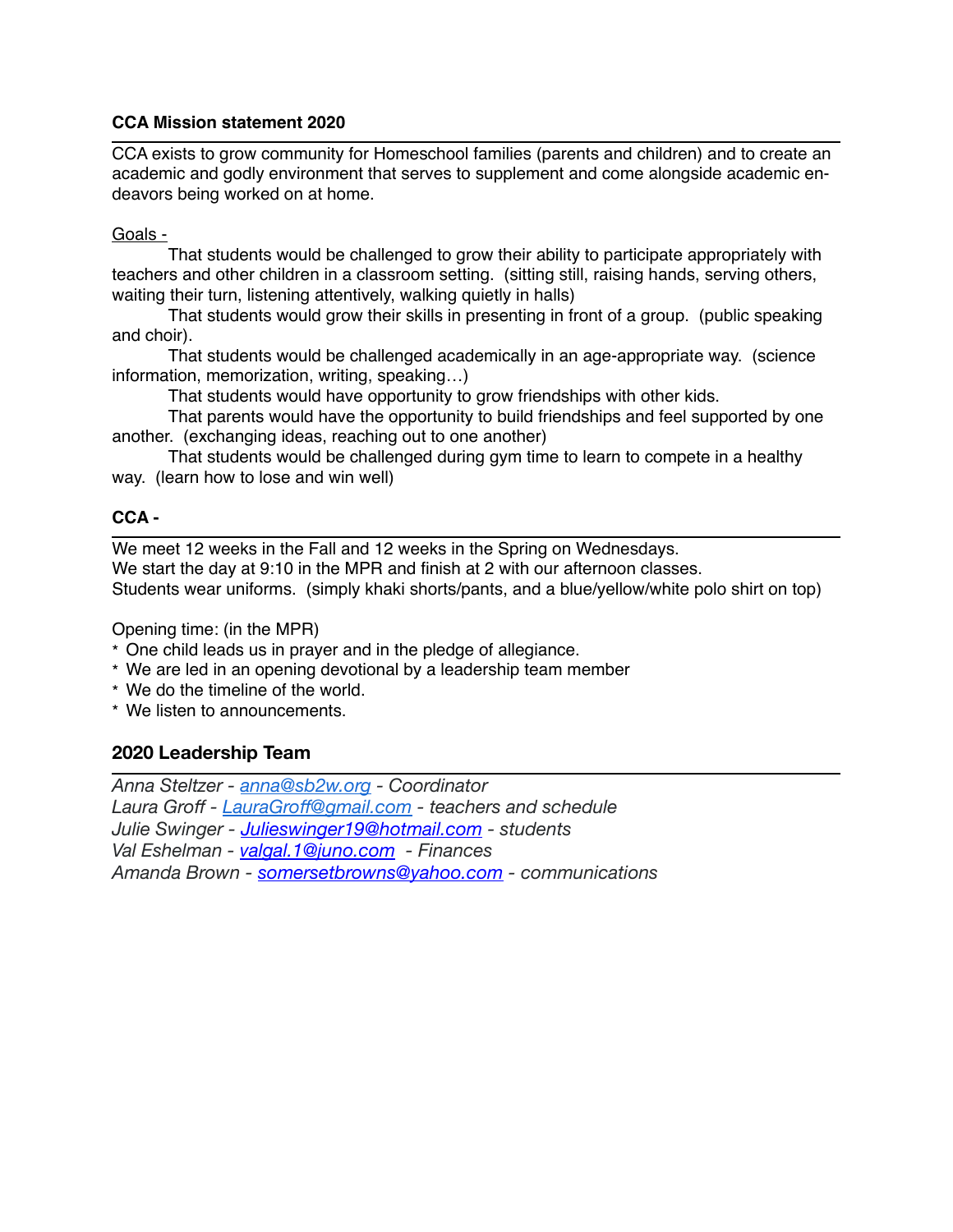**CCA Mission statement 2020**

CCA exists to grow community for Homeschool families (parents and children) and to create an academic and godly environment that serves to supplement and come alongside academic endeavors being worked on at home.

Goals -

That students would be challenged to grow their ability to participate appropriately with teachers and other children in a classroom setting. (sitting still, raising hands, serving others, waiting their turn, listening attentively, walking quietly in halls)

That students would grow their skills in presenting in front of a group. (public speaking and choir).

That students would be challenged academically in an age-appropriate way. (science information, memorization, writing, speaking…)

That students would have opportunity to grow friendships with other kids.

That parents would have the opportunity to build friendships and feel supported by one another. (exchanging ideas, reaching out to one another)

That students would be challenged during gym time to learn to compete in a healthy way. (learn how to lose and win well)

**CCA -**

We meet 12 weeks in the Fall and 12 weeks in the Spring on Wednesdays.
We start the day at 9:10 in the MPR and finish at 2 with our afternoon classes.
Students wear uniforms. (simply khaki shorts/pants, and a blue/yellow/white polo shirt on top)

Opening time: (in the MPR)

* One child leads us in prayer and in the pledge of allegiance.
* We are led in an opening devotional by a leadership team member
* We do the timeline of the world.
* We listen to announcements.

## 2020 Leadership Team

*Anna Steltzer - anna@sb2w.org - Coordinator*
*Laura Groff - LauraGroff@gmail.com - teachers and schedule*
*Julie Swinger - Julieswinger19@hotmail.com - students*
*Val Eshelman - valgal.1@juno.com - Finances*
*Amanda Brown - somersetbrowns@yahoo.com - communications*